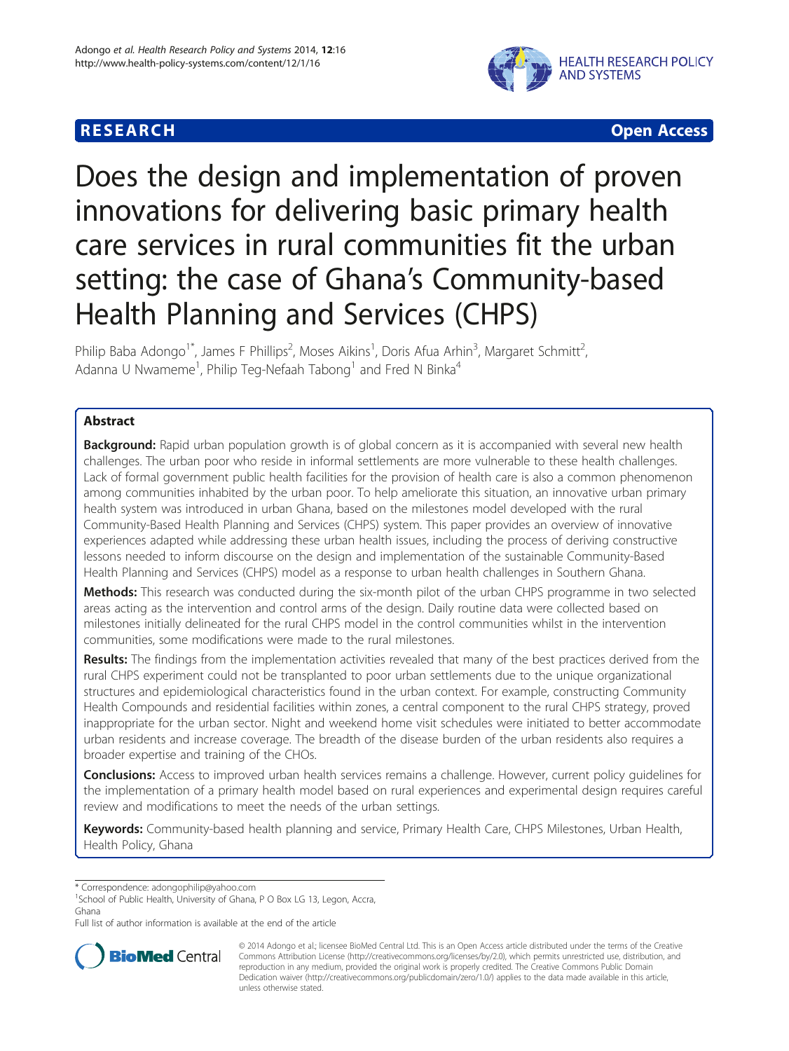RESEARCH Open Access

# Does the design and implementation of proven innovations for delivering basic primary health care services in rural communities fit the urban setting: the case of Ghana's Community-based Health Planning and Services (CHPS)

Philip Baba Adongo[1*], James F Phillips[2], Moses Aikins[1], Doris Afua Arhin[3], Margaret Schmitt[2], Adanna U Nwameme[1], Philip Teg-Nefaah Tabong[1] and Fred N Binka[4]

## Abstract

**Background:** Rapid urban population growth is of global concern as it is accompanied with several new health challenges. The urban poor who reside in informal settlements are more vulnerable to these health challenges. Lack of formal government public health facilities for the provision of health care is also a common phenomenon among communities inhabited by the urban poor. To help ameliorate this situation, an innovative urban primary health system was introduced in urban Ghana, based on the milestones model developed with the rural Community-Based Health Planning and Services (CHPS) system. This paper provides an overview of innovative experiences adapted while addressing these urban health issues, including the process of deriving constructive lessons needed to inform discourse on the design and implementation of the sustainable Community-Based Health Planning and Services (CHPS) model as a response to urban health challenges in Southern Ghana.

**Methods:** This research was conducted during the six-month pilot of the urban CHPS programme in two selected areas acting as the intervention and control arms of the design. Daily routine data were collected based on milestones initially delineated for the rural CHPS model in the control communities whilst in the intervention communities, some modifications were made to the rural milestones.

**Results:** The findings from the implementation activities revealed that many of the best practices derived from the rural CHPS experiment could not be transplanted to poor urban settlements due to the unique organizational structures and epidemiological characteristics found in the urban context. For example, constructing Community Health Compounds and residential facilities within zones, a central component to the rural CHPS strategy, proved inappropriate for the urban sector. Night and weekend home visit schedules were initiated to better accommodate urban residents and increase coverage. The breadth of the disease burden of the urban residents also requires a broader expertise and training of the CHOs.

**Conclusions:** Access to improved urban health services remains a challenge. However, current policy guidelines for the implementation of a primary health model based on rural experiences and experimental design requires careful review and modifications to meet the needs of the urban settings.

**Keywords:** Community-based health planning and service, Primary Health Care, CHPS Milestones, Urban Health, Health Policy, Ghana

\* Correspondence: adongophilip@yahoo.com
[1]School of Public Health, University of Ghana, P O Box LG 13, Legon, Accra, Ghana
Full list of author information is available at the end of the article

© 2014 Adongo et al.; licensee BioMed Central Ltd. This is an Open Access article distributed under the terms of the Creative Commons Attribution License (http://creativecommons.org/licenses/by/2.0), which permits unrestricted use, distribution, and reproduction in any medium, provided the original work is properly credited. The Creative Commons Public Domain Dedication waiver (http://creativecommons.org/publicdomain/zero/1.0/) applies to the data made available in this article, unless otherwise stated.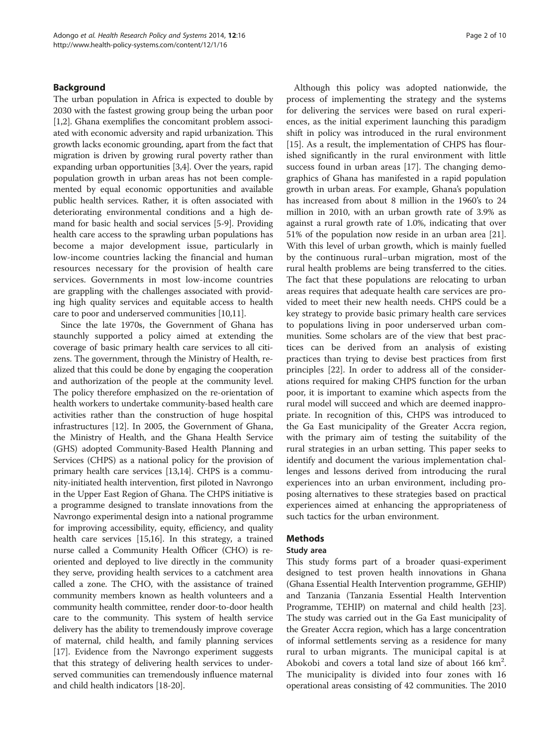## Background

The urban population in Africa is expected to double by 2030 with the fastest growing group being the urban poor [1,2]. Ghana exemplifies the concomitant problem associated with economic adversity and rapid urbanization. This growth lacks economic grounding, apart from the fact that migration is driven by growing rural poverty rather than expanding urban opportunities [3,4]. Over the years, rapid population growth in urban areas has not been complemented by equal economic opportunities and available public health services. Rather, it is often associated with deteriorating environmental conditions and a high demand for basic health and social services [5-9]. Providing health care access to the sprawling urban populations has become a major development issue, particularly in low-income countries lacking the financial and human resources necessary for the provision of health care services. Governments in most low-income countries are grappling with the challenges associated with providing high quality services and equitable access to health care to poor and underserved communities [10,11].

Since the late 1970s, the Government of Ghana has staunchly supported a policy aimed at extending the coverage of basic primary health care services to all citizens. The government, through the Ministry of Health, realized that this could be done by engaging the cooperation and authorization of the people at the community level. The policy therefore emphasized on the re-orientation of health workers to undertake community-based health care activities rather than the construction of huge hospital infrastructures [12]. In 2005, the Government of Ghana, the Ministry of Health, and the Ghana Health Service (GHS) adopted Community-Based Health Planning and Services (CHPS) as a national policy for the provision of primary health care services [13,14]. CHPS is a community-initiated health intervention, first piloted in Navrongo in the Upper East Region of Ghana. The CHPS initiative is a programme designed to translate innovations from the Navrongo experimental design into a national programme for improving accessibility, equity, efficiency, and quality health care services [15,16]. In this strategy, a trained nurse called a Community Health Officer (CHO) is reoriented and deployed to live directly in the community they serve, providing health services to a catchment area called a zone. The CHO, with the assistance of trained community members known as health volunteers and a community health committee, render door-to-door health care to the community. This system of health service delivery has the ability to tremendously improve coverage of maternal, child health, and family planning services [17]. Evidence from the Navrongo experiment suggests that this strategy of delivering health services to underserved communities can tremendously influence maternal and child health indicators [18-20].

Although this policy was adopted nationwide, the process of implementing the strategy and the systems for delivering the services were based on rural experiences, as the initial experiment launching this paradigm shift in policy was introduced in the rural environment [15]. As a result, the implementation of CHPS has flourished significantly in the rural environment with little success found in urban areas [17]. The changing demographics of Ghana has manifested in a rapid population growth in urban areas. For example, Ghana's population has increased from about 8 million in the 1960's to 24 million in 2010, with an urban growth rate of 3.9% as against a rural growth rate of 1.0%, indicating that over 51% of the population now reside in an urban area [21]. With this level of urban growth, which is mainly fuelled by the continuous rural–urban migration, most of the rural health problems are being transferred to the cities. The fact that these populations are relocating to urban areas requires that adequate health care services are provided to meet their new health needs. CHPS could be a key strategy to provide basic primary health care services to populations living in poor underserved urban communities. Some scholars are of the view that best practices can be derived from an analysis of existing practices than trying to devise best practices from first principles [22]. In order to address all of the considerations required for making CHPS function for the urban poor, it is important to examine which aspects from the rural model will succeed and which are deemed inappropriate. In recognition of this, CHPS was introduced to the Ga East municipality of the Greater Accra region, with the primary aim of testing the suitability of the rural strategies in an urban setting. This paper seeks to identify and document the various implementation challenges and lessons derived from introducing the rural experiences into an urban environment, including proposing alternatives to these strategies based on practical experiences aimed at enhancing the appropriateness of such tactics for the urban environment.

## Methods

### Study area

This study forms part of a broader quasi-experiment designed to test proven health innovations in Ghana (Ghana Essential Health Intervention programme, GEHIP) and Tanzania (Tanzania Essential Health Intervention Programme, TEHIP) on maternal and child health [23]. The study was carried out in the Ga East municipality of the Greater Accra region, which has a large concentration of informal settlements serving as a residence for many rural to urban migrants. The municipal capital is at Abokobi and covers a total land size of about 166 $km^2$. The municipality is divided into four zones with 16 operational areas consisting of 42 communities. The 2010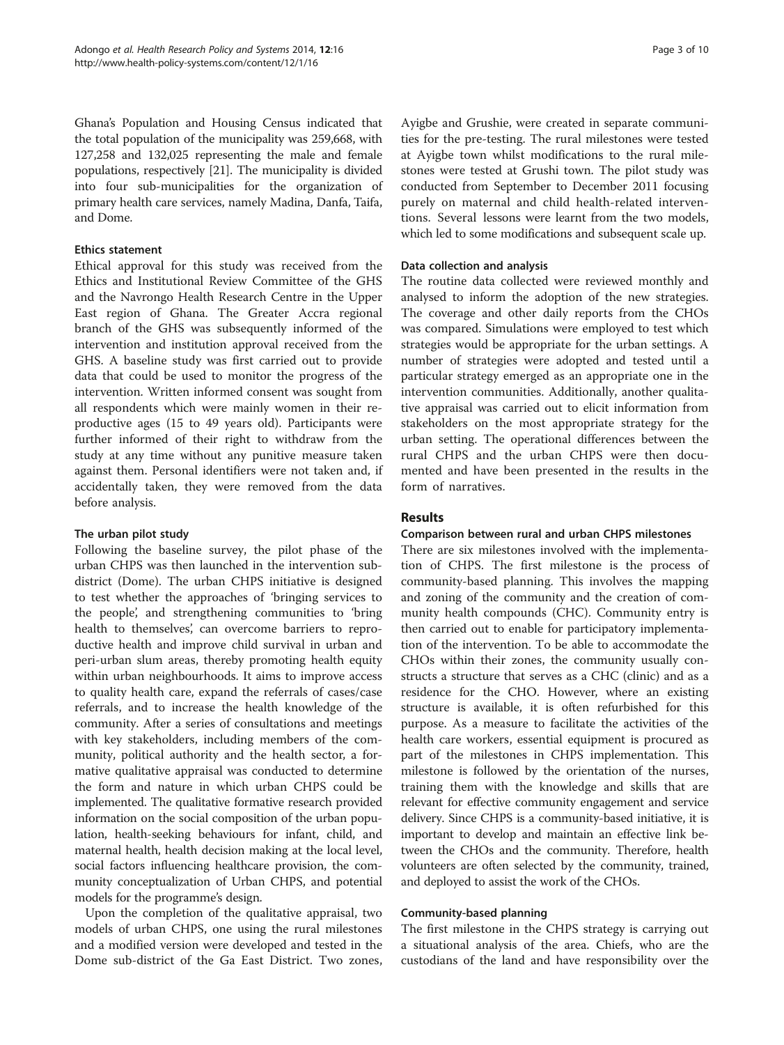Ghana's Population and Housing Census indicated that the total population of the municipality was 259,668, with 127,258 and 132,025 representing the male and female populations, respectively [21]. The municipality is divided into four sub-municipalities for the organization of primary health care services, namely Madina, Danfa, Taifa, and Dome.

#### Ethics statement

Ethical approval for this study was received from the Ethics and Institutional Review Committee of the GHS and the Navrongo Health Research Centre in the Upper East region of Ghana. The Greater Accra regional branch of the GHS was subsequently informed of the intervention and institution approval received from the GHS. A baseline study was first carried out to provide data that could be used to monitor the progress of the intervention. Written informed consent was sought from all respondents which were mainly women in their reproductive ages (15 to 49 years old). Participants were further informed of their right to withdraw from the study at any time without any punitive measure taken against them. Personal identifiers were not taken and, if accidentally taken, they were removed from the data before analysis.

#### The urban pilot study

Following the baseline survey, the pilot phase of the urban CHPS was then launched in the intervention sub-district (Dome). The urban CHPS initiative is designed to test whether the approaches of 'bringing services to the people', and strengthening communities to 'bring health to themselves', can overcome barriers to reproductive health and improve child survival in urban and peri-urban slum areas, thereby promoting health equity within urban neighbourhoods. It aims to improve access to quality health care, expand the referrals of cases/case referrals, and to increase the health knowledge of the community. After a series of consultations and meetings with key stakeholders, including members of the community, political authority and the health sector, a formative qualitative appraisal was conducted to determine the form and nature in which urban CHPS could be implemented. The qualitative formative research provided information on the social composition of the urban population, health-seeking behaviours for infant, child, and maternal health, health decision making at the local level, social factors influencing healthcare provision, the community conceptualization of Urban CHPS, and potential models for the programme's design.

Upon the completion of the qualitative appraisal, two models of urban CHPS, one using the rural milestones and a modified version were developed and tested in the Dome sub-district of the Ga East District. Two zones, Ayigbe and Grushie, were created in separate communities for the pre-testing. The rural milestones were tested at Ayigbe town whilst modifications to the rural milestones were tested at Grushi town. The pilot study was conducted from September to December 2011 focusing purely on maternal and child health-related interventions. Several lessons were learnt from the two models, which led to some modifications and subsequent scale up.

#### Data collection and analysis

The routine data collected were reviewed monthly and analysed to inform the adoption of the new strategies. The coverage and other daily reports from the CHOs was compared. Simulations were employed to test which strategies would be appropriate for the urban settings. A number of strategies were adopted and tested until a particular strategy emerged as an appropriate one in the intervention communities. Additionally, another qualitative appraisal was carried out to elicit information from stakeholders on the most appropriate strategy for the urban setting. The operational differences between the rural CHPS and the urban CHPS were then documented and have been presented in the results in the form of narratives.

## Results

#### Comparison between rural and urban CHPS milestones

There are six milestones involved with the implementation of CHPS. The first milestone is the process of community-based planning. This involves the mapping and zoning of the community and the creation of community health compounds (CHC). Community entry is then carried out to enable for participatory implementation of the intervention. To be able to accommodate the CHOs within their zones, the community usually constructs a structure that serves as a CHC (clinic) and as a residence for the CHO. However, where an existing structure is available, it is often refurbished for this purpose. As a measure to facilitate the activities of the health care workers, essential equipment is procured as part of the milestones in CHPS implementation. This milestone is followed by the orientation of the nurses, training them with the knowledge and skills that are relevant for effective community engagement and service delivery. Since CHPS is a community-based initiative, it is important to develop and maintain an effective link between the CHOs and the community. Therefore, health volunteers are often selected by the community, trained, and deployed to assist the work of the CHOs.

#### Community-based planning

The first milestone in the CHPS strategy is carrying out a situational analysis of the area. Chiefs, who are the custodians of the land and have responsibility over the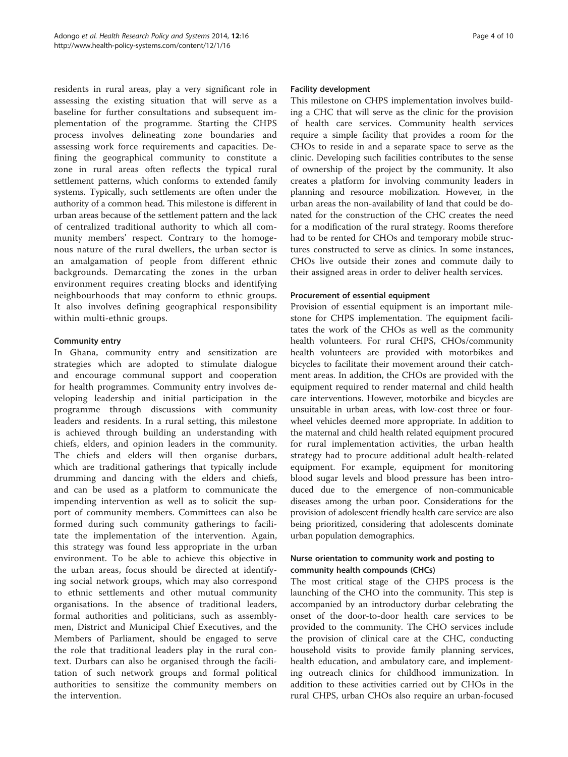residents in rural areas, play a very significant role in assessing the existing situation that will serve as a baseline for further consultations and subsequent implementation of the programme. Starting the CHPS process involves delineating zone boundaries and assessing work force requirements and capacities. Defining the geographical community to constitute a zone in rural areas often reflects the typical rural settlement patterns, which conforms to extended family systems. Typically, such settlements are often under the authority of a common head. This milestone is different in urban areas because of the settlement pattern and the lack of centralized traditional authority to which all community members' respect. Contrary to the homogenous nature of the rural dwellers, the urban sector is an amalgamation of people from different ethnic backgrounds. Demarcating the zones in the urban environment requires creating blocks and identifying neighbourhoods that may conform to ethnic groups. It also involves defining geographical responsibility within multi-ethnic groups.

### Community entry

In Ghana, community entry and sensitization are strategies which are adopted to stimulate dialogue and encourage communal support and cooperation for health programmes. Community entry involves developing leadership and initial participation in the programme through discussions with community leaders and residents. In a rural setting, this milestone is achieved through building an understanding with chiefs, elders, and opinion leaders in the community. The chiefs and elders will then organise durbars, which are traditional gatherings that typically include drumming and dancing with the elders and chiefs, and can be used as a platform to communicate the impending intervention as well as to solicit the support of community members. Committees can also be formed during such community gatherings to facilitate the implementation of the intervention. Again, this strategy was found less appropriate in the urban environment. To be able to achieve this objective in the urban areas, focus should be directed at identifying social network groups, which may also correspond to ethnic settlements and other mutual community organisations. In the absence of traditional leaders, formal authorities and politicians, such as assemblymen, District and Municipal Chief Executives, and the Members of Parliament, should be engaged to serve the role that traditional leaders play in the rural context. Durbars can also be organised through the facilitation of such network groups and formal political authorities to sensitize the community members on the intervention.

### Facility development

This milestone on CHPS implementation involves building a CHC that will serve as the clinic for the provision of health care services. Community health services require a simple facility that provides a room for the CHOs to reside in and a separate space to serve as the clinic. Developing such facilities contributes to the sense of ownership of the project by the community. It also creates a platform for involving community leaders in planning and resource mobilization. However, in the urban areas the non-availability of land that could be donated for the construction of the CHC creates the need for a modification of the rural strategy. Rooms therefore had to be rented for CHOs and temporary mobile structures constructed to serve as clinics. In some instances, CHOs live outside their zones and commute daily to their assigned areas in order to deliver health services.

### Procurement of essential equipment

Provision of essential equipment is an important milestone for CHPS implementation. The equipment facilitates the work of the CHOs as well as the community health volunteers. For rural CHPS, CHOs/community health volunteers are provided with motorbikes and bicycles to facilitate their movement around their catchment areas. In addition, the CHOs are provided with the equipment required to render maternal and child health care interventions. However, motorbike and bicycles are unsuitable in urban areas, with low-cost three or four-wheel vehicles deemed more appropriate. In addition to the maternal and child health related equipment procured for rural implementation activities, the urban health strategy had to procure additional adult health-related equipment. For example, equipment for monitoring blood sugar levels and blood pressure has been introduced due to the emergence of non-communicable diseases among the urban poor. Considerations for the provision of adolescent friendly health care service are also being prioritized, considering that adolescents dominate urban population demographics.

### Nurse orientation to community work and posting to community health compounds (CHCs)

The most critical stage of the CHPS process is the launching of the CHO into the community. This step is accompanied by an introductory durbar celebrating the onset of the door-to-door health care services to be provided to the community. The CHO services include the provision of clinical care at the CHC, conducting household visits to provide family planning services, health education, and ambulatory care, and implementing outreach clinics for childhood immunization. In addition to these activities carried out by CHOs in the rural CHPS, urban CHOs also require an urban-focused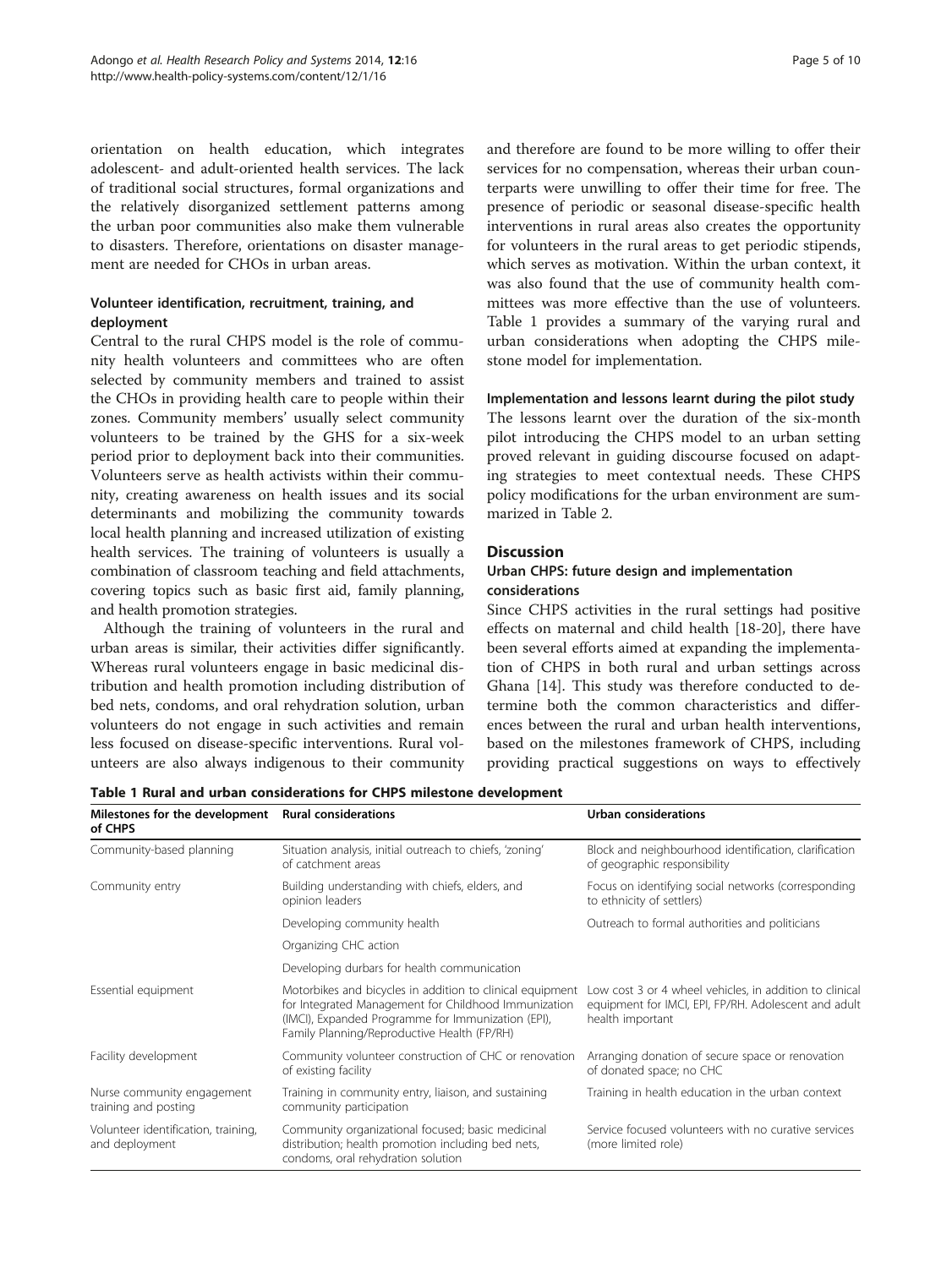orientation on health education, which integrates adolescent- and adult-oriented health services. The lack of traditional social structures, formal organizations and the relatively disorganized settlement patterns among the urban poor communities also make them vulnerable to disasters. Therefore, orientations on disaster management are needed for CHOs in urban areas.

### Volunteer identification, recruitment, training, and deployment

Central to the rural CHPS model is the role of community health volunteers and committees who are often selected by community members and trained to assist the CHOs in providing health care to people within their zones. Community members' usually select community volunteers to be trained by the GHS for a six-week period prior to deployment back into their communities. Volunteers serve as health activists within their community, creating awareness on health issues and its social determinants and mobilizing the community towards local health planning and increased utilization of existing health services. The training of volunteers is usually a combination of classroom teaching and field attachments, covering topics such as basic first aid, family planning, and health promotion strategies.

Although the training of volunteers in the rural and urban areas is similar, their activities differ significantly. Whereas rural volunteers engage in basic medicinal distribution and health promotion including distribution of bed nets, condoms, and oral rehydration solution, urban volunteers do not engage in such activities and remain less focused on disease-specific interventions. Rural volunteers are also always indigenous to their community and therefore are found to be more willing to offer their services for no compensation, whereas their urban counterparts were unwilling to offer their time for free. The presence of periodic or seasonal disease-specific health interventions in rural areas also creates the opportunity for volunteers in the rural areas to get periodic stipends, which serves as motivation. Within the urban context, it was also found that the use of community health committees was more effective than the use of volunteers. Table 1 provides a summary of the varying rural and urban considerations when adopting the CHPS milestone model for implementation.

### Implementation and lessons learnt during the pilot study

The lessons learnt over the duration of the six-month pilot introducing the CHPS model to an urban setting proved relevant in guiding discourse focused on adapting strategies to meet contextual needs. These CHPS policy modifications for the urban environment are summarized in Table 2.

## Discussion

### Urban CHPS: future design and implementation considerations

Since CHPS activities in the rural settings had positive effects on maternal and child health [18-20], there have been several efforts aimed at expanding the implementation of CHPS in both rural and urban settings across Ghana [14]. This study was therefore conducted to determine both the common characteristics and differences between the rural and urban health interventions, based on the milestones framework of CHPS, including providing practical suggestions on ways to effectively

**Table 1 Rural and urban considerations for CHPS milestone development**

| Milestones for the development of CHPS | Rural considerations | Urban considerations |
|---|---|---|
| Community-based planning | Situation analysis, initial outreach to chiefs, 'zoning' of catchment areas | Block and neighbourhood identification, clarification of geographic responsibility |
| Community entry | Building understanding with chiefs, elders, and opinion leaders | Focus on identifying social networks (corresponding to ethnicity of settlers) |
| | Developing community health | Outreach to formal authorities and politicians |
| | Organizing CHC action | |
| | Developing durbars for health communication | |
| Essential equipment | Motorbikes and bicycles in addition to clinical equipment for Integrated Management for Childhood Immunization (IMCI), Expanded Programme for Immunization (EPI), Family Planning/Reproductive Health (FP/RH) | Low cost 3 or 4 wheel vehicles, in addition to clinical equipment for IMCI, EPI, FP/RH. Adolescent and adult health important |
| Facility development | Community volunteer construction of CHC or renovation of existing facility | Arranging donation of secure space or renovation of donated space; no CHC |
| Nurse community engagement training and posting | Training in community entry, liaison, and sustaining community participation | Training in health education in the urban context |
| Volunteer identification, training, and deployment | Community organizational focused; basic medicinal distribution; health promotion including bed nets, condoms, oral rehydration solution | Service focused volunteers with no curative services (more limited role) |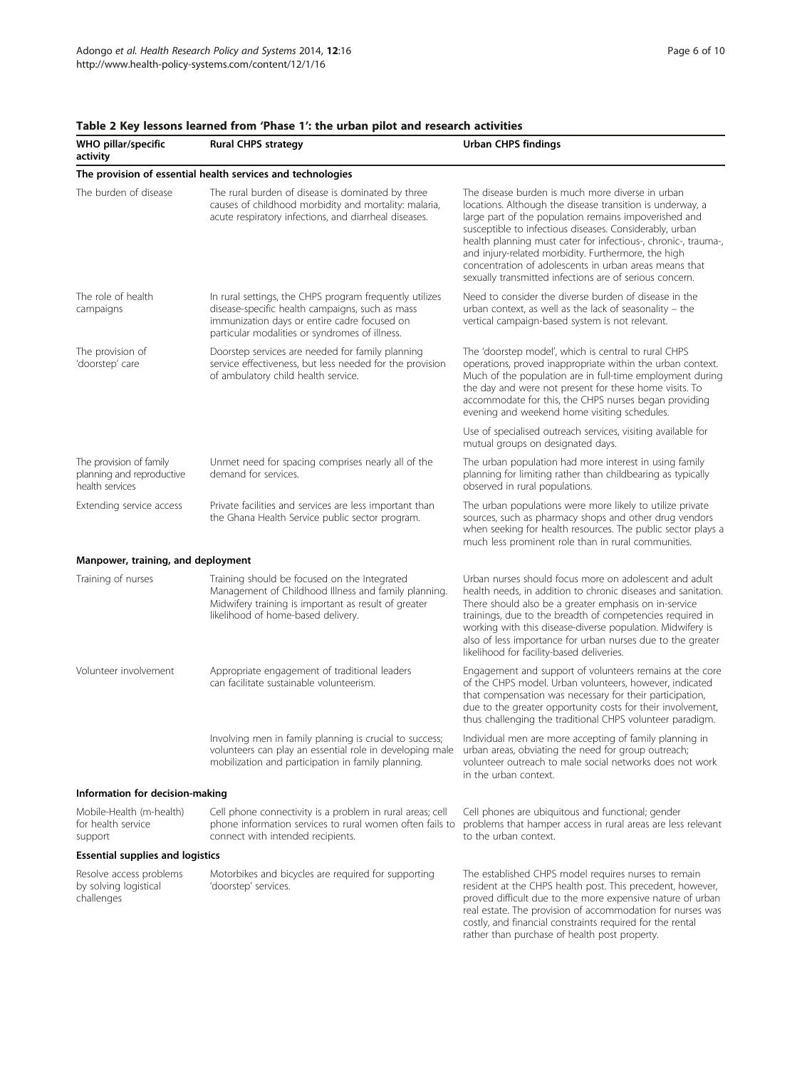**Table 2 Key lessons learned from 'Phase 1': the urban pilot and research activities**

| WHO pillar/specific activity | Rural CHPS strategy | Urban CHPS findings |
|---|---|---|
| **The provision of essential health services and technologies** | | |
| The burden of disease | The rural burden of disease is dominated by three causes of childhood morbidity and mortality: malaria, acute respiratory infections, and diarrheal diseases. | The disease burden is much more diverse in urban locations. Although the disease transition is underway, a large part of the population remains impoverished and susceptible to infectious diseases. Considerably, urban health planning must cater for infectious-, chronic-, trauma-, and injury-related morbidity. Furthermore, the high concentration of adolescents in urban areas means that sexually transmitted infections are of serious concern. |
| The role of health campaigns | In rural settings, the CHPS program frequently utilizes disease-specific health campaigns, such as mass immunization days or entire cadre focused on particular modalities or syndromes of illness. | Need to consider the diverse burden of disease in the urban context, as well as the lack of seasonality – the vertical campaign-based system is not relevant. |
| The provision of 'doorstep' care | Doorstep services are needed for family planning service effectiveness, but less needed for the provision of ambulatory child health service. | The 'doorstep model', which is central to rural CHPS operations, proved inappropriate within the urban context. Much of the population are in full-time employment during the day and were not present for these home visits. To accommodate for this, the CHPS nurses began providing evening and weekend home visiting schedules. |
| | | Use of specialised outreach services, visiting available for mutual groups on designated days. |
| The provision of family planning and reproductive health services | Unmet need for spacing comprises nearly all of the demand for services. | The urban population had more interest in using family planning for limiting rather than childbearing as typically observed in rural populations. |
| Extending service access | Private facilities and services are less important than the Ghana Health Service public sector program. | The urban populations were more likely to utilize private sources, such as pharmacy shops and other drug vendors when seeking for health resources. The public sector plays a much less prominent role than in rural communities. |
| **Manpower, training, and deployment** | | |
| Training of nurses | Training should be focused on the Integrated Management of Childhood Illness and family planning. Midwifery training is important as result of greater likelihood of home-based delivery. | Urban nurses should focus more on adolescent and adult health needs, in addition to chronic diseases and sanitation. There should also be a greater emphasis on in-service trainings, due to the breadth of competencies required in working with this disease-diverse population. Midwifery is also of less importance for urban nurses due to the greater likelihood for facility-based deliveries. |
| Volunteer involvement | Appropriate engagement of traditional leaders can facilitate sustainable volunteerism. | Engagement and support of volunteers remains at the core of the CHPS model. Urban volunteers, however, indicated that compensation was necessary for their participation, due to the greater opportunity costs for their involvement, thus challenging the traditional CHPS volunteer paradigm. |
| | Involving men in family planning is crucial to success; volunteers can play an essential role in developing male mobilization and participation in family planning. | Individual men are more accepting of family planning in urban areas, obviating the need for group outreach; volunteer outreach to male social networks does not work in the urban context. |
| **Information for decision-making** | | |
| Mobile-Health (m-health) for health service support | Cell phone connectivity is a problem in rural areas; cell phone information services to rural women often fails to connect with intended recipients. | Cell phones are ubiquitous and functional; gender problems that hamper access in rural areas are less relevant to the urban context. |
| **Essential supplies and logistics** | | |
| Resolve access problems by solving logistical challenges | Motorbikes and bicycles are required for supporting 'doorstep' services. | The established CHPS model requires nurses to remain resident at the CHPS health post. This precedent, however, proved difficult due to the more expensive nature of urban real estate. The provision of accommodation for nurses was costly, and financial constraints required for the rental rather than purchase of health post property. |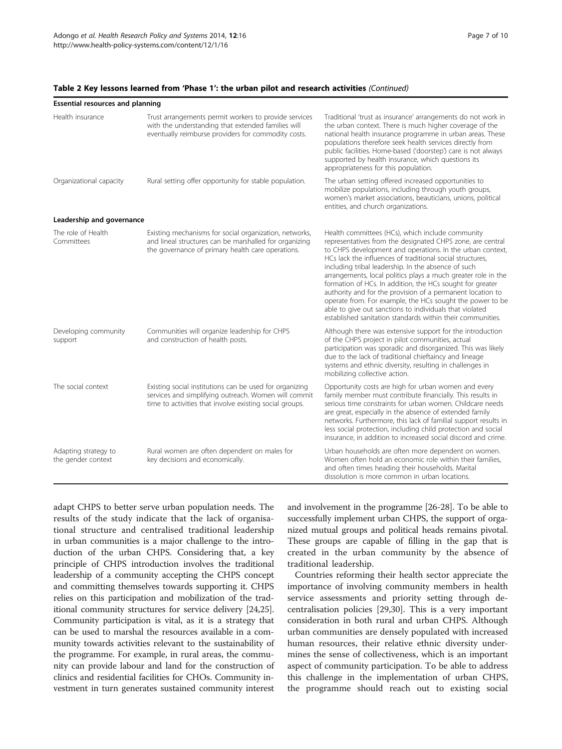**Table 2 Key lessons learned from 'Phase 1': the urban pilot and research activities** *(Continued)*

| | | |
|---|---|---|
| **Essential resources and planning** | | |
| Health insurance | Trust arrangements permit workers to provide services with the understanding that extended families will eventually reimburse providers for commodity costs. | Traditional 'trust as insurance' arrangements do not work in the urban context. There is much higher coverage of the national health insurance programme in urban areas. These populations therefore seek health services directly from public facilities. Home-based ('doorstep') care is not always supported by health insurance, which questions its appropriateness for this population. |
| Organizational capacity | Rural setting offer opportunity for stable population. | The urban setting offered increased opportunities to mobilize populations, including through youth groups, women's market associations, beauticians, unions, political entities, and church organizations. |
| **Leadership and governance** | | |
| The role of Health Committees | Existing mechanisms for social organization, networks, and lineal structures can be marshalled for organizing the governance of primary health care operations. | Health committees (HCs), which include community representatives from the designated CHPS zone, are central to CHPS development and operations. In the urban context, HCs lack the influences of traditional social structures, including tribal leadership. In the absence of such arrangements, local politics plays a much greater role in the formation of HCs. In addition, the HCs sought for greater authority and for the provision of a permanent location to operate from. For example, the HCs sought the power to be able to give out sanctions to individuals that violated established sanitation standards within their communities. |
| Developing community support | Communities will organize leadership for CHPS and construction of health posts. | Although there was extensive support for the introduction of the CHPS project in pilot communities, actual participation was sporadic and disorganized. This was likely due to the lack of traditional chieftaincy and lineage systems and ethnic diversity, resulting in challenges in mobilizing collective action. |
| The social context | Existing social institutions can be used for organizing services and simplifying outreach. Women will commit time to activities that involve existing social groups. | Opportunity costs are high for urban women and every family member must contribute financially. This results in serious time constraints for urban women. Childcare needs are great, especially in the absence of extended family networks. Furthermore, this lack of familial support results in less social protection, including child protection and social insurance, in addition to increased social discord and crime. |
| Adapting strategy to the gender context | Rural women are often dependent on males for key decisions and economically. | Urban households are often more dependent on women. Women often hold an economic role within their families, and often times heading their households. Marital dissolution is more common in urban locations. |

adapt CHPS to better serve urban population needs. The results of the study indicate that the lack of organisational structure and centralised traditional leadership in urban communities is a major challenge to the introduction of the urban CHPS. Considering that, a key principle of CHPS introduction involves the traditional leadership of a community accepting the CHPS concept and committing themselves towards supporting it. CHPS relies on this participation and mobilization of the traditional community structures for service delivery [24,25]. Community participation is vital, as it is a strategy that can be used to marshal the resources available in a community towards activities relevant to the sustainability of the programme. For example, in rural areas, the community can provide labour and land for the construction of clinics and residential facilities for CHOs. Community investment in turn generates sustained community interest and involvement in the programme [26-28]. To be able to successfully implement urban CHPS, the support of organized mutual groups and political heads remains pivotal. These groups are capable of filling in the gap that is created in the urban community by the absence of traditional leadership.

Countries reforming their health sector appreciate the importance of involving community members in health service assessments and priority setting through decentralisation policies [29,30]. This is a very important consideration in both rural and urban CHPS. Although urban communities are densely populated with increased human resources, their relative ethnic diversity undermines the sense of collectiveness, which is an important aspect of community participation. To be able to address this challenge in the implementation of urban CHPS, the programme should reach out to existing social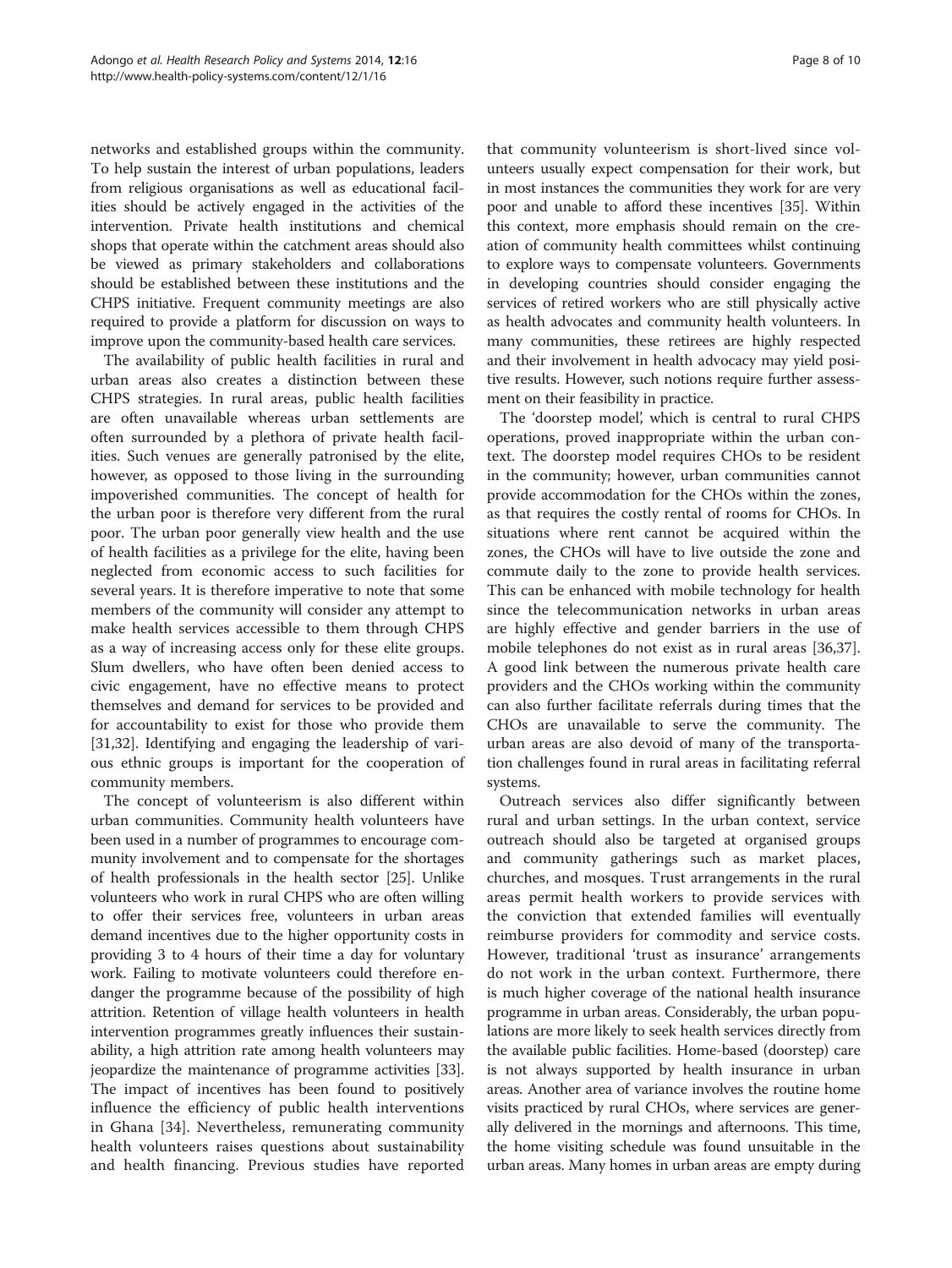networks and established groups within the community. To help sustain the interest of urban populations, leaders from religious organisations as well as educational facilities should be actively engaged in the activities of the intervention. Private health institutions and chemical shops that operate within the catchment areas should also be viewed as primary stakeholders and collaborations should be established between these institutions and the CHPS initiative. Frequent community meetings are also required to provide a platform for discussion on ways to improve upon the community-based health care services.

The availability of public health facilities in rural and urban areas also creates a distinction between these CHPS strategies. In rural areas, public health facilities are often unavailable whereas urban settlements are often surrounded by a plethora of private health facilities. Such venues are generally patronised by the elite, however, as opposed to those living in the surrounding impoverished communities. The concept of health for the urban poor is therefore very different from the rural poor. The urban poor generally view health and the use of health facilities as a privilege for the elite, having been neglected from economic access to such facilities for several years. It is therefore imperative to note that some members of the community will consider any attempt to make health services accessible to them through CHPS as a way of increasing access only for these elite groups. Slum dwellers, who have often been denied access to civic engagement, have no effective means to protect themselves and demand for services to be provided and for accountability to exist for those who provide them [31,32]. Identifying and engaging the leadership of various ethnic groups is important for the cooperation of community members.

The concept of volunteerism is also different within urban communities. Community health volunteers have been used in a number of programmes to encourage community involvement and to compensate for the shortages of health professionals in the health sector [25]. Unlike volunteers who work in rural CHPS who are often willing to offer their services free, volunteers in urban areas demand incentives due to the higher opportunity costs in providing 3 to 4 hours of their time a day for voluntary work. Failing to motivate volunteers could therefore endanger the programme because of the possibility of high attrition. Retention of village health volunteers in health intervention programmes greatly influences their sustainability, a high attrition rate among health volunteers may jeopardize the maintenance of programme activities [33]. The impact of incentives has been found to positively influence the efficiency of public health interventions in Ghana [34]. Nevertheless, remunerating community health volunteers raises questions about sustainability and health financing. Previous studies have reported that community volunteerism is short-lived since volunteers usually expect compensation for their work, but in most instances the communities they work for are very poor and unable to afford these incentives [35]. Within this context, more emphasis should remain on the creation of community health committees whilst continuing to explore ways to compensate volunteers. Governments in developing countries should consider engaging the services of retired workers who are still physically active as health advocates and community health volunteers. In many communities, these retirees are highly respected and their involvement in health advocacy may yield positive results. However, such notions require further assessment on their feasibility in practice.

The 'doorstep model', which is central to rural CHPS operations, proved inappropriate within the urban context. The doorstep model requires CHOs to be resident in the community; however, urban communities cannot provide accommodation for the CHOs within the zones, as that requires the costly rental of rooms for CHOs. In situations where rent cannot be acquired within the zones, the CHOs will have to live outside the zone and commute daily to the zone to provide health services. This can be enhanced with mobile technology for health since the telecommunication networks in urban areas are highly effective and gender barriers in the use of mobile telephones do not exist as in rural areas [36,37]. A good link between the numerous private health care providers and the CHOs working within the community can also further facilitate referrals during times that the CHOs are unavailable to serve the community. The urban areas are also devoid of many of the transportation challenges found in rural areas in facilitating referral systems.

Outreach services also differ significantly between rural and urban settings. In the urban context, service outreach should also be targeted at organised groups and community gatherings such as market places, churches, and mosques. Trust arrangements in the rural areas permit health workers to provide services with the conviction that extended families will eventually reimburse providers for commodity and service costs. However, traditional 'trust as insurance' arrangements do not work in the urban context. Furthermore, there is much higher coverage of the national health insurance programme in urban areas. Considerably, the urban populations are more likely to seek health services directly from the available public facilities. Home-based (doorstep) care is not always supported by health insurance in urban areas. Another area of variance involves the routine home visits practiced by rural CHOs, where services are generally delivered in the mornings and afternoons. This time, the home visiting schedule was found unsuitable in the urban areas. Many homes in urban areas are empty during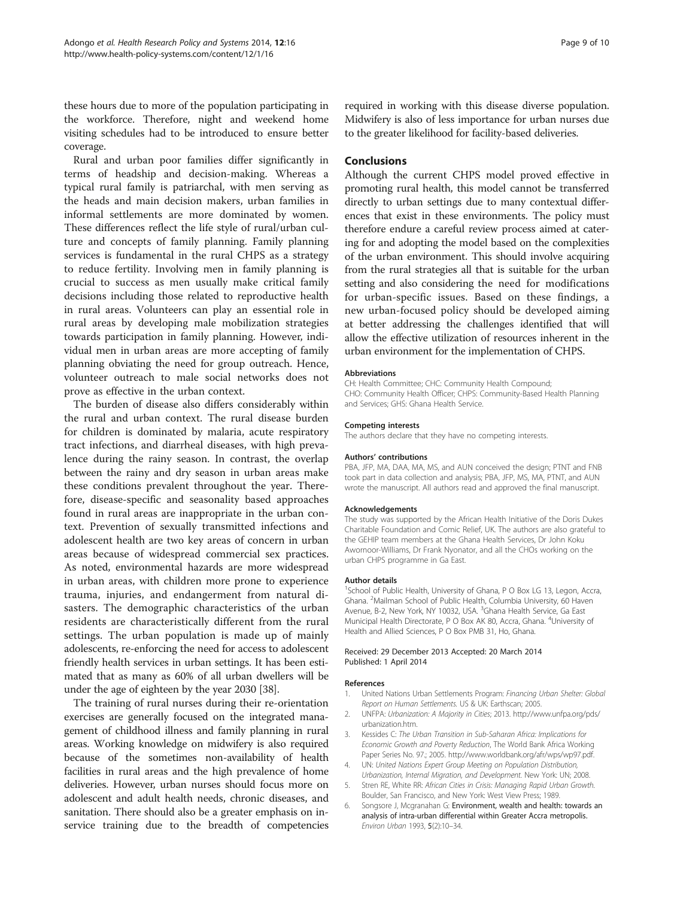these hours due to more of the population participating in the workforce. Therefore, night and weekend home visiting schedules had to be introduced to ensure better coverage.

Rural and urban poor families differ significantly in terms of headship and decision-making. Whereas a typical rural family is patriarchal, with men serving as the heads and main decision makers, urban families in informal settlements are more dominated by women. These differences reflect the life style of rural/urban culture and concepts of family planning. Family planning services is fundamental in the rural CHPS as a strategy to reduce fertility. Involving men in family planning is crucial to success as men usually make critical family decisions including those related to reproductive health in rural areas. Volunteers can play an essential role in rural areas by developing male mobilization strategies towards participation in family planning. However, individual men in urban areas are more accepting of family planning obviating the need for group outreach. Hence, volunteer outreach to male social networks does not prove as effective in the urban context.

The burden of disease also differs considerably within the rural and urban context. The rural disease burden for children is dominated by malaria, acute respiratory tract infections, and diarrheal diseases, with high prevalence during the rainy season. In contrast, the overlap between the rainy and dry season in urban areas make these conditions prevalent throughout the year. Therefore, disease-specific and seasonality based approaches found in rural areas are inappropriate in the urban context. Prevention of sexually transmitted infections and adolescent health are two key areas of concern in urban areas because of widespread commercial sex practices. As noted, environmental hazards are more widespread in urban areas, with children more prone to experience trauma, injuries, and endangerment from natural disasters. The demographic characteristics of the urban residents are characteristically different from the rural settings. The urban population is made up of mainly adolescents, re-enforcing the need for access to adolescent friendly health services in urban settings. It has been estimated that as many as 60% of all urban dwellers will be under the age of eighteen by the year 2030 [38].

The training of rural nurses during their re-orientation exercises are generally focused on the integrated management of childhood illness and family planning in rural areas. Working knowledge on midwifery is also required because of the sometimes non-availability of health facilities in rural areas and the high prevalence of home deliveries. However, urban nurses should focus more on adolescent and adult health needs, chronic diseases, and sanitation. There should also be a greater emphasis on in-service training due to the breadth of competencies required in working with this disease diverse population. Midwifery is also of less importance for urban nurses due to the greater likelihood for facility-based deliveries.

## Conclusions

Although the current CHPS model proved effective in promoting rural health, this model cannot be transferred directly to urban settings due to many contextual differences that exist in these environments. The policy must therefore endure a careful review process aimed at catering for and adopting the model based on the complexities of the urban environment. This should involve acquiring from the rural strategies all that is suitable for the urban setting and also considering the need for modifications for urban-specific issues. Based on these findings, a new urban-focused policy should be developed aiming at better addressing the challenges identified that will allow the effective utilization of resources inherent in the urban environment for the implementation of CHPS.

#### Abbreviations

CH: Health Committee; CHC: Community Health Compound; CHO: Community Health Officer; CHPS: Community-Based Health Planning and Services; GHS: Ghana Health Service.

#### Competing interests

The authors declare that they have no competing interests.

#### Authors' contributions

PBA, JFP, MA, DAA, MA, MS, and AUN conceived the design; PTNT and FNB took part in data collection and analysis; PBA, JFP, MS, MA, PTNT, and AUN wrote the manuscript. All authors read and approved the final manuscript.

#### Acknowledgements

The study was supported by the African Health Initiative of the Doris Dukes Charitable Foundation and Comic Relief, UK. The authors are also grateful to the GEHIP team members at the Ghana Health Services, Dr John Koku Awornoor-Williams, Dr Frank Nyonator, and all the CHOs working on the urban CHPS programme in Ga East.

#### Author details

[1]School of Public Health, University of Ghana, P O Box LG 13, Legon, Accra, Ghana. [2]Mailman School of Public Health, Columbia University, 60 Haven Avenue, B-2, New York, NY 10032, USA. [3]Ghana Health Service, Ga East Municipal Health Directorate, P O Box AK 80, Accra, Ghana. [4]University of Health and Allied Sciences, P O Box PMB 31, Ho, Ghana.

Received: 29 December 2013 Accepted: 20 March 2014
Published: 1 April 2014

#### References

1. United Nations Urban Settlements Program: *Financing Urban Shelter: Global Report on Human Settlements.* US & UK: Earthscan; 2005.
2. UNFPA: *Urbanization: A Majority in Cities*; 2013. http://www.unfpa.org/pds/urbanization.htm.
3. Kessides C: *The Urban Transition in Sub-Saharan Africa: Implications for Economic Growth and Poverty Reduction*, The World Bank Africa Working Paper Series No. 97.; 2005. http://www.worldbank.org/afr/wps/wp97.pdf.
4. UN: *United Nations Expert Group Meeting on Population Distribution, Urbanization, Internal Migration, and Development.* New York: UN; 2008.
5. Stren RE, White RR: *African Cities in Crisis: Managing Rapid Urban Growth.* Boulder, San Francisco, and New York: West View Press; 1989.
6. Songsore J, Mcgranahan G: **Environment, wealth and health: towards an analysis of intra-urban differential within Greater Accra metropolis.** *Environ Urban* 1993, **5**(2):10–34.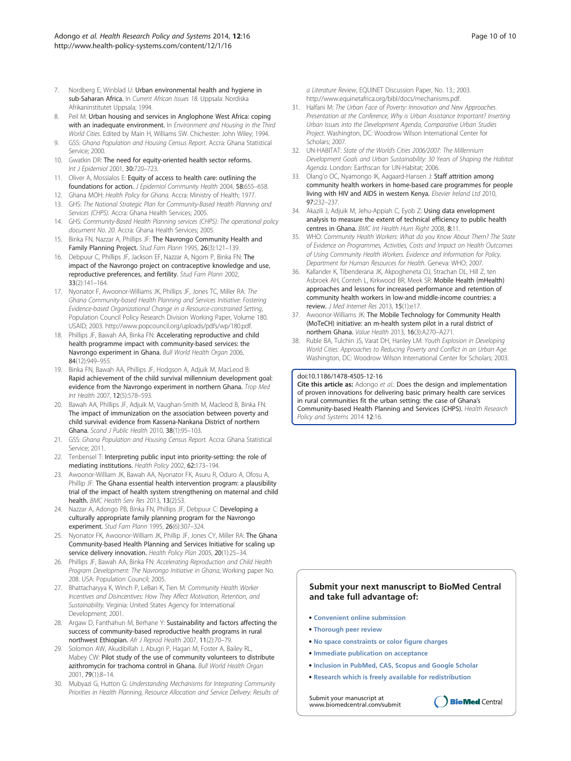7. Nordberg E, Winblad U: **Urban environmental health and hygiene in sub-Saharan Africa.** In *Current African Issues 18.* Uppsala: Nordiska Afrikaninstitutet Uppsala; 1994.
8. Peil M: **Urban housing and services in Anglophone West Africa: coping with an inadequate environment.** In *Environment and Housing in the Third World Cities.* Edited by Main H, Williams SW. Chichester: John Wiley; 1994.
9. GSS: *Ghana Population and Housing Census Report.* Accra: Ghana Statistical Service; 2000.
10. Gwatkin DR: **The need for equity-oriented health sector reforms.** *Int J Epidemiol* 2001, **30:**720–723.
11. Oliver A, Mossialos E: **Equity of access to health care: outlining the foundations for action.** *J Epidemiol Community Health* 2004, **58:**655–658.
12. Ghana MOH: *Health Policy for Ghana.* Accra: Ministry of Health; 1977.
13. GHS: *The National Strategic Plan for Community-Based Health Planning and Services (CHPS).* Accra: Ghana Health Services; 2005.
14. GHS: *Community-Based Health Planning services (CHPS): The operational policy document No. 20.* Accra: Ghana Health Services; 2005.
15. Binka FN, Nazzar A, Phillips JF: **The Navrongo Community Health and Family Planning Project.** *Stud Fam Plann* 1995, **26**(3):121–139.
16. Debpuur C, Phillips JF, Jackson EF, Nazzar A, Ngom P, Binka FN: **The impact of the Navrongo project on contraceptive knowledge and use, reproductive preferences, and fertility.** *Stud Fam Plann* 2002, **33**(2):141–164.
17. Nyonator F, Awoonor-Williams JK, Phillips JF, Jones TC, Miller RA: *The Ghana Community-based Health Planning and Services Initiative: Fostering Evidence-based Organizational Change in a Resource-constrained Setting*, Population Council Policy Research Division Working Paper, Volume 180. USAID; 2003. http://www.popcouncil.org/uploads/pdfs/wp/180.pdf.
18. Phillips JF, Bawah AA, Binka FN: **Accelerating reproductive and child health programme impact with community-based services: the Navrongo experiment in Ghana.** *Bull World Health Organ* 2006, **84**(12):949–955.
19. Binka FN, Bawah AA, Phillips JF, Hodgson A, Adjuik M, MacLeod B: **Rapid achievement of the child survival millennium development goal: evidence from the Navrongo experiment in northern Ghana.** *Trop Med Int Health* 2007, **12**(5):578–593.
20. Bawah AA, Phillips JF, Adjuik M, Vaughan-Smith M, Macleod B, Binka FN: **The impact of immunization on the association between poverty and child survival: evidence from Kassena-Nankana District of northern Ghana.** *Scand J Public Health* 2010, **38**(1):95–103.
21. GSS: *Ghana Population and Housing Census Report.* Accra: Ghana Statistical Service; 2011.
22. Tenbensel T: **Interpreting public input into priority-setting: the role of mediating institutions.** *Health Policy* 2002, **62:**173–194.
23. Awoonor-William JK, Bawah AA, Nyonator FK, Asuru R, Oduro A, Ofosu A, Phillip JF: **The Ghana essential health intervention program: a plausibility trial of the impact of health system strengthening on maternal and child health.** *BMC Health Serv Res* 2013, **13**(2):S3.
24. Nazzar A, Adongo PB, Binka FN, Phillips JF, Debpuur C: **Developing a culturally appropriate family planning program for the Navrongo experiment.** *Stud Fam Plann* 1995, **26**(6):307–324.
25. Nyonator FK, Awoonor-William JK, Phillip JF, Jones CY, Miller RA: **The Ghana Community-based Health Planning and Services Initiative for scaling up service delivery innovation.** *Health Policy Plan* 2005, **20**(1):25–34.
26. Phillips JF, Bawah AA, Binka FN: *Accelerating Reproduction and Child Health Program Development: The Navrongo Initiative in Ghana*, Working paper No. 208. USA: Population Council; 2005.
27. Bhattacharyya K, Winch P, LeBan K, Tien M: *Community Health Worker Incentives and Disincentives: How They Affect Motivation, Retention, and Sustainability.* Virginia: United States Agency for International Development; 2001.
28. Argaw D, Fanthahun M, Berhane Y: **Sustainability and factors affecting the success of community-based reproductive health programs in rural northwest Ethiopian.** *Afr J Reprod Health* 2007, **11**(2):70–79.
29. Solomon AW, Akudibillah J, Abugri P, Hagan M, Foster A, Bailey RL, Mabey CW: **Pilot study of the use of community volunteers to distribute azithromycin for trachoma control in Ghana.** *Bull World Health Organ* 2001, **79**(1):8–14.
30. Mubyazi G, Hutton G: *Understanding Mechanisms for Integrating Community Priorities in Health Planning, Resource Allocation and Service Delivery: Results of a Literature Review*, EQUINET Discussion Paper, No. 13.; 2003. http://www.equinetafrica.org/bibl/docs/mechanisms.pdf.
31. Halfani M: *The Urban Face of Poverty: Innovation and New Approaches. Presentation at the Conference, Why is Urban Assistance Important? Inserting Urban Issues into the Development Agenda, Comparative Urban Studies Project.* Washington, DC: Woodrow Wilson International Center for Scholars; 2007.
32. UN-HABITAT: *State of the World's Cities 2006/2007: The Millennium Development Goals and Urban Sustainability: 30 Years of Shaping the Habitat Agenda.* London: Earthscan for UN-Habitat; 2006.
33. Olang'o OC, Nyamongo IK, Aagaard-Hansen J: **Staff attrition among community health workers in home-based care programmes for people living with HIV and AIDS in western Kenya.** *Elsevier Ireland Ltd* 2010, **97:**232–237.
34. Akazili J, Adjuik M, Jehu-Appiah C, Eyob Z: **Using data envelopment analysis to measure the extent of technical efficiency to public health centres in Ghana.** *BMC Int Health Hum Right* 2008, **8:**11.
35. WHO: *Community Health Workers: What do you Know About Them? The State of Evidence on Programmes, Activities, Costs and Impact on Health Outcomes of Using Community Health Workers. Evidence and Information for Policy.* Department for Human Resources for Health. Geneva: WHO; 2007.
36. Kallander K, Tibenderana JK, Akpogheneta OJ, Strachan DL, Hill Z, ten Asbroek AH, Conteh L, Kirkwood BR, Meek SR: **Mobile Health (mHealth) approaches and lessons for increased performance and retention of community health workers in low-and middle-income countries: a review.** *J Med Internet Res* 2013, **15**(1):e17.
37. Awoonor-Williams JK: **The Mobile Technology for Community Health (MoTeCH) initiative: an m-health system pilot in a rural district of northern Ghana.** *Value Health* 2013, **16**(3):A270–A271.
38. Ruble BA, Tulchin JS, Varat DH, Hanley LM: *Youth Explosion in Developing World Cities: Approaches to Reducing Poverty and Conflict in an Urban Age.* Washington, DC: Woodrow Wilson International Center for Scholars; 2003.

doi:10.1186/1478-4505-12-16

**Cite this article as:** Adongo *et al.*: Does the design and implementation of proven innovations for delivering basic primary health care services in rural communities fit the urban setting: the case of Ghana's Community-based Health Planning and Services (CHPS). *Health Research Policy and Systems* 2014 **12**:16.